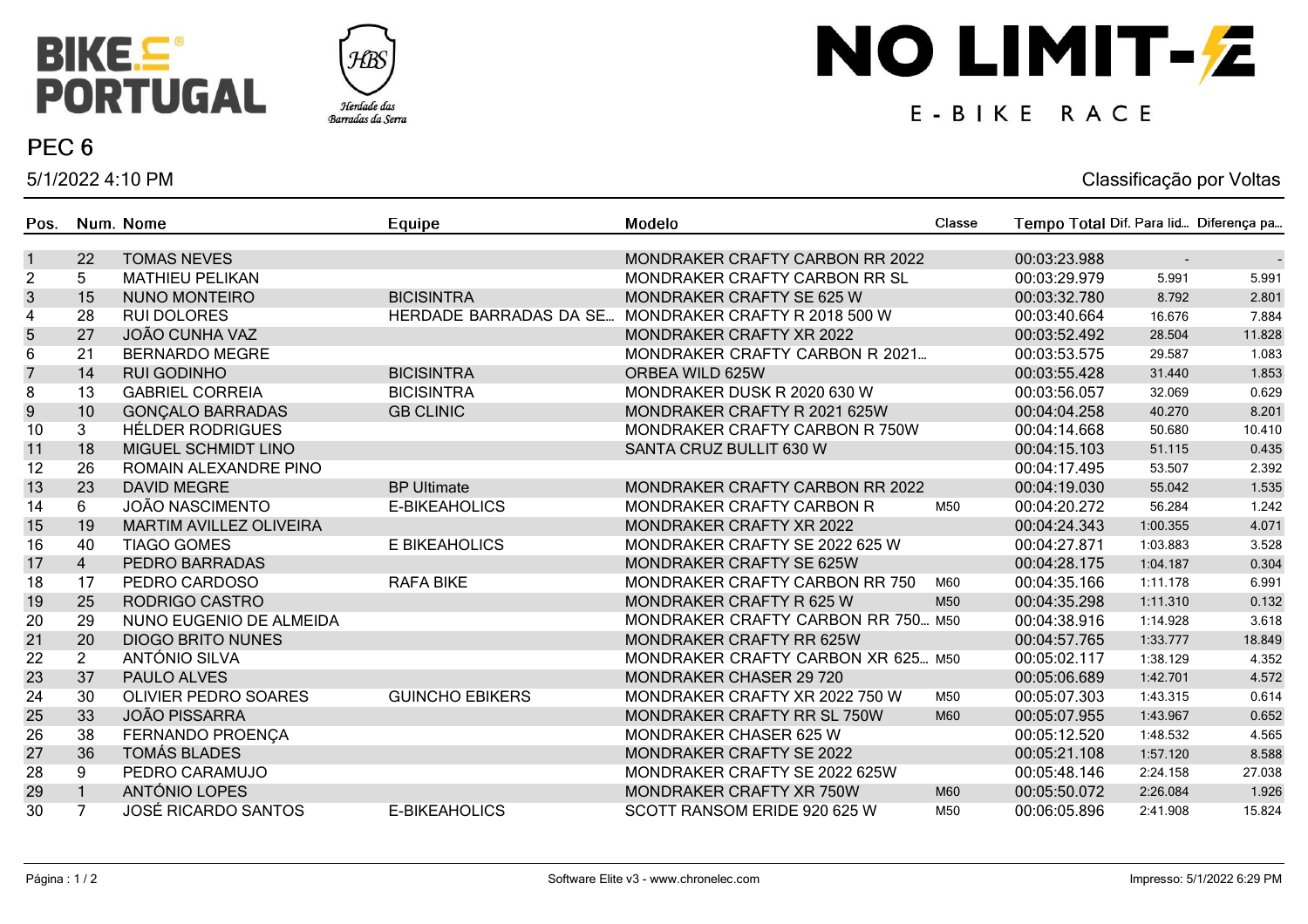BIKE PORTUGAL

Herdade das Barradas da Serra

# NO LIMIT-E

E-BIKE RACE

## PEC 6

5/1/2022 4:10 PM

Classificação por Voltas

| Pos. | Num. | Nome | Equipe | Modelo | Classe | Tempo Total | Dif. Para lid... | Diferença pa... |
|---|---|---|---|---|---|---|---|---|
| 1 | 22 | TOMAS NEVES | | MONDRAKER CRAFTY CARBON RR 2022 | | 00:03:23.988 | - | - |
| 2 | 5 | MATHIEU PELIKAN | | MONDRAKER CRAFTY CARBON RR SL | | 00:03:29.979 | 5.991 | 5.991 |
| 3 | 15 | NUNO MONTEIRO | BICISINTRA | MONDRAKER CRAFTY SE 625 W | | 00:03:32.780 | 8.792 | 2.801 |
| 4 | 28 | RUI DOLORES | HERDADE BARRADAS DA SE... | MONDRAKER CRAFTY R 2018 500 W | | 00:03:40.664 | 16.676 | 7.884 |
| 5 | 27 | JOÃO CUNHA VAZ | | MONDRAKER CRAFTY XR 2022 | | 00:03:52.492 | 28.504 | 11.828 |
| 6 | 21 | BERNARDO MEGRE | | MONDRAKER CRAFTY CARBON R 2021... | | 00:03:53.575 | 29.587 | 1.083 |
| 7 | 14 | RUI GODINHO | BICISINTRA | ORBEA WILD 625W | | 00:03:55.428 | 31.440 | 1.853 |
| 8 | 13 | GABRIEL CORREIA | BICISINTRA | MONDRAKER DUSK R 2020 630 W | | 00:03:56.057 | 32.069 | 0.629 |
| 9 | 10 | GONÇALO BARRADAS | GB CLINIC | MONDRAKER CRAFTY R 2021 625W | | 00:04:04.258 | 40.270 | 8.201 |
| 10 | 3 | HÉLDER RODRIGUES | | MONDRAKER CRAFTY CARBON R 750W | | 00:04:14.668 | 50.680 | 10.410 |
| 11 | 18 | MIGUEL SCHMIDT LINO | | SANTA CRUZ BULLIT 630 W | | 00:04:15.103 | 51.115 | 0.435 |
| 12 | 26 | ROMAIN ALEXANDRE PINO | | | | 00:04:17.495 | 53.507 | 2.392 |
| 13 | 23 | DAVID MEGRE | BP Ultimate | MONDRAKER CRAFTY CARBON RR 2022 | | 00:04:19.030 | 55.042 | 1.535 |
| 14 | 6 | JOÃO NASCIMENTO | E-BIKEAHOLICS | MONDRAKER CRAFTY CARBON R | M50 | 00:04:20.272 | 56.284 | 1.242 |
| 15 | 19 | MARTIM AVILLEZ OLIVEIRA | | MONDRAKER CRAFTY XR 2022 | | 00:04:24.343 | 1:00.355 | 4.071 |
| 16 | 40 | TIAGO GOMES | E BIKEAHOLICS | MONDRAKER CRAFTY SE 2022 625 W | | 00:04:27.871 | 1:03.883 | 3.528 |
| 17 | 4 | PEDRO BARRADAS | | MONDRAKER CRAFTY SE 625W | | 00:04:28.175 | 1:04.187 | 0.304 |
| 18 | 17 | PEDRO CARDOSO | RAFA BIKE | MONDRAKER CRAFTY CARBON RR 750 | M60 | 00:04:35.166 | 1:11.178 | 6.991 |
| 19 | 25 | RODRIGO CASTRO | | MONDRAKER CRAFTY R 625 W | M50 | 00:04:35.298 | 1:11.310 | 0.132 |
| 20 | 29 | NUNO EUGENIO DE ALMEIDA | | MONDRAKER CRAFTY CARBON RR 750... | M50 | 00:04:38.916 | 1:14.928 | 3.618 |
| 21 | 20 | DIOGO BRITO NUNES | | MONDRAKER CRAFTY RR 625W | | 00:04:57.765 | 1:33.777 | 18.849 |
| 22 | 2 | ANTÓNIO SILVA | | MONDRAKER CRAFTY CARBON XR 625... | M50 | 00:05:02.117 | 1:38.129 | 4.352 |
| 23 | 37 | PAULO ALVES | | MONDRAKER CHASER 29 720 | | 00:05:06.689 | 1:42.701 | 4.572 |
| 24 | 30 | OLIVIER PEDRO SOARES | GUINCHO EBIKERS | MONDRAKER CRAFTY XR 2022 750 W | M50 | 00:05:07.303 | 1:43.315 | 0.614 |
| 25 | 33 | JOÃO PISSARRA | | MONDRAKER CRAFTY RR SL 750W | M60 | 00:05:07.955 | 1:43.967 | 0.652 |
| 26 | 38 | FERNANDO PROENÇA | | MONDRAKER CHASER 625 W | | 00:05:12.520 | 1:48.532 | 4.565 |
| 27 | 36 | TOMÁS BLADES | | MONDRAKER CRAFTY SE 2022 | | 00:05:21.108 | 1:57.120 | 8.588 |
| 28 | 9 | PEDRO CARAMUJO | | MONDRAKER CRAFTY SE 2022 625W | | 00:05:48.146 | 2:24.158 | 27.038 |
| 29 | 1 | ANTÓNIO LOPES | | MONDRAKER CRAFTY XR 750W | M60 | 00:05:50.072 | 2:26.084 | 1.926 |
| 30 | 7 | JOSÉ RICARDO SANTOS | E-BIKEAHOLICS | SCOTT RANSOM ERIDE 920 625 W | M50 | 00:06:05.896 | 2:41.908 | 15.824 |

Software Elite v3 - www.chronelec.com

Impresso: 5/1/2022 6:29 PM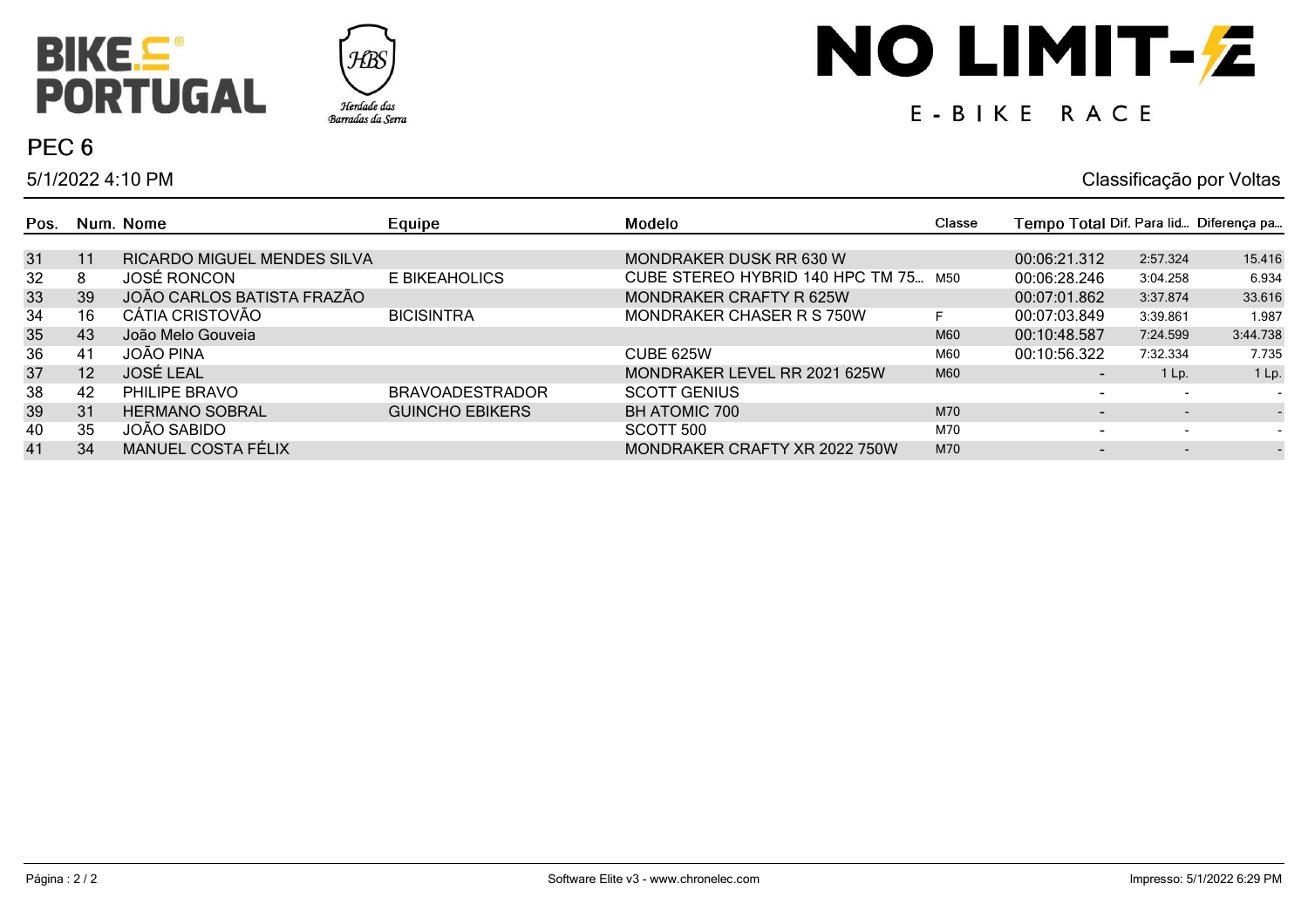BIKE PORTUGAL

Herdade das Barradas da Serra

# NO LIMIT-E

E-BIKE RACE

## PEC 6

5/1/2022 4:10 PM

Classificação por Voltas

| Pos. | Num. | Nome | Equipe | Modelo | Classe | Tempo Total | Dif. Para lid... | Diferença pa... |
|---|---|---|---|---|---|---|---|---|
| 31 | 11 | RICARDO MIGUEL MENDES SILVA | | MONDRAKER DUSK RR 630 W | | 00:06:21.312 | 2:57.324 | 15.416 |
| 32 | 8 | JOSÉ RONCON | E BIKEAHOLICS | CUBE STEREO HYBRID 140 HPC TM 75... | M50 | 00:06:28.246 | 3:04.258 | 6.934 |
| 33 | 39 | JOÃO CARLOS BATISTA FRAZÃO | | MONDRAKER CRAFTY R 625W | | 00:07:01.862 | 3:37.874 | 33.616 |
| 34 | 16 | CÁTIA CRISTOVÃO | BICISINTRA | MONDRAKER CHASER R S 750W | F | 00:07:03.849 | 3:39.861 | 1.987 |
| 35 | 43 | João Melo Gouveia | | | M60 | 00:10:48.587 | 7:24.599 | 3:44.738 |
| 36 | 41 | JOÃO PINA | | CUBE 625W | M60 | 00:10:56.322 | 7:32.334 | 7.735 |
| 37 | 12 | JOSÉ LEAL | | MONDRAKER LEVEL RR 2021 625W | M60 | - | 1 Lp. | 1 Lp. |
| 38 | 42 | PHILIPE BRAVO | BRAVOADESTRADOR | SCOTT GENIUS | | - | - | - |
| 39 | 31 | HERMANO SOBRAL | GUINCHO EBIKERS | BH ATOMIC 700 | M70 | - | - | - |
| 40 | 35 | JOÃO SABIDO | | SCOTT 500 | M70 | - | - | - |
| 41 | 34 | MANUEL COSTA FÉLIX | | MONDRAKER CRAFTY XR 2022 750W | M70 | - | - | - |

Software Elite v3 - www.chronelec.com

Impresso: 5/1/2022 6:29 PM